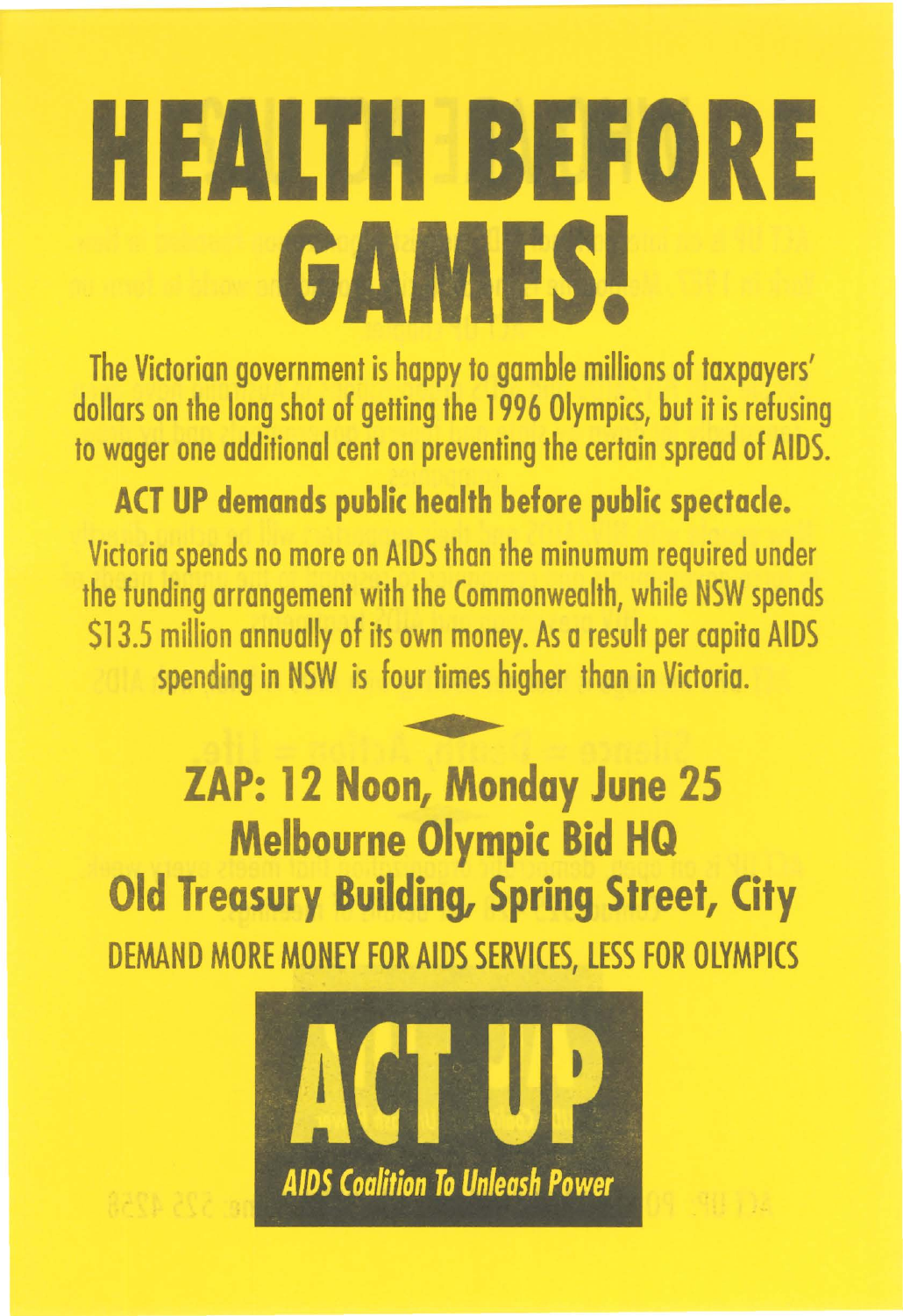# HEALTH BEFORE GAMES!

The Victorian government is happy to gamble millions of taxpayers' dollars on the long shot of getting the 1996 Olympics, but it is refusing to wager one additional cent on preventing the certain spread of AIDS.

**ACT UP demands public health before public spectacle.**

Victoria spends no more on AIDS than the minumum required under the funding arrangement with the Commonwealth, while NSW spends $13.5 million annually of its own money. As a result per capita AIDS spending in NSW is four times higher than in Victoria.

## ZAP: 12 Noon, Monday June 25
## Melbourne Olympic Bid HQ
## Old Treasury Building, Spring Street, City

DEMAND MORE MONEY FOR AIDS SERVICES, LESS FOR OLYMPICS

**ACT UP**

*AIDS Coalition To Unleash Power*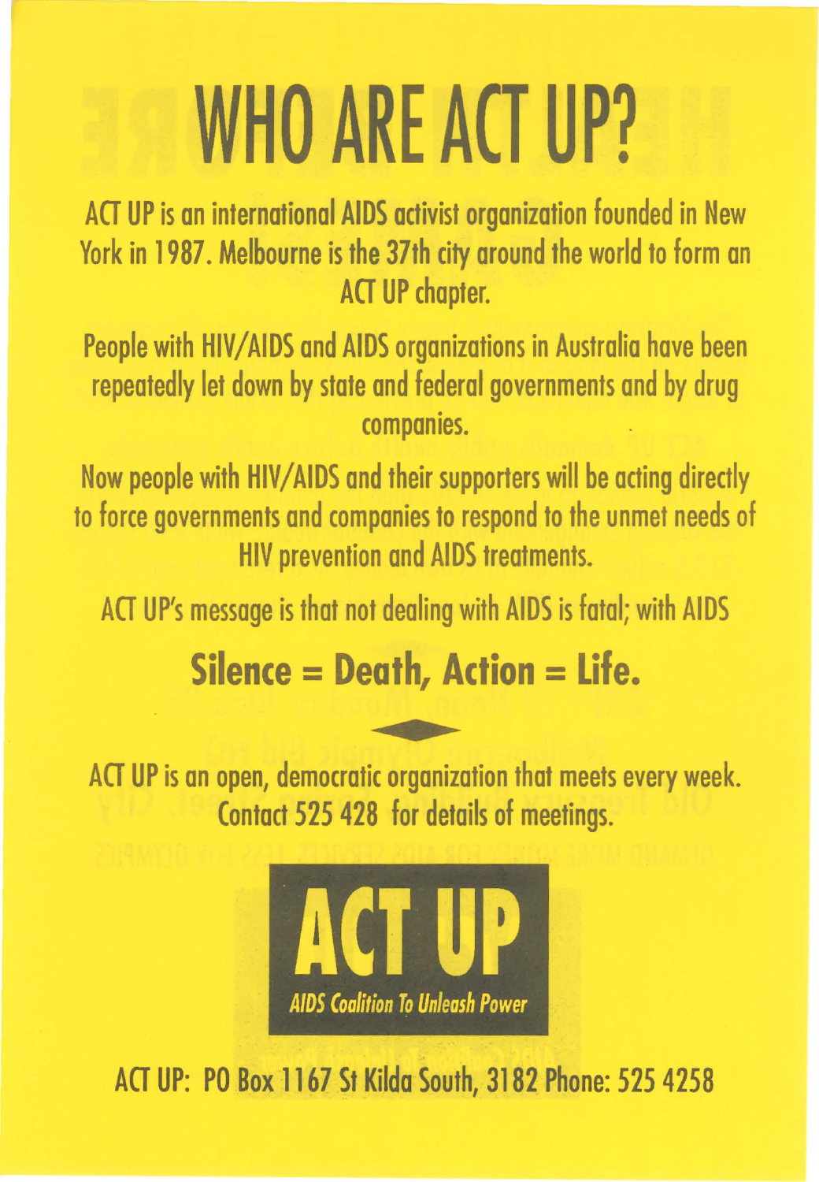# WHO ARE ACT UP?

ACT UP is an international AIDS activist organization founded in New York in 1987. Melbourne is the 37th city around the world to form an ACT UP chapter.

People with HIV/AIDS and AIDS organizations in Australia have been repeatedly let down by state and federal governments and by drug companies.

Now people with HIV/AIDS and their supporters will be acting directly to force governments and companies to respond to the unmet needs of HIV prevention and AIDS treatments.

ACT UP's message is that not dealing with AIDS is fatal; with AIDS

## Silence = Death, Action = Life.

ACT UP is an open, democratic organization that meets every week. Contact 525 428 for details of meetings.

**ACT UP**

*AIDS Coalition To Unleash Power*

ACT UP: PO Box 1167 St Kilda South, 3182 Phone: 525 4258